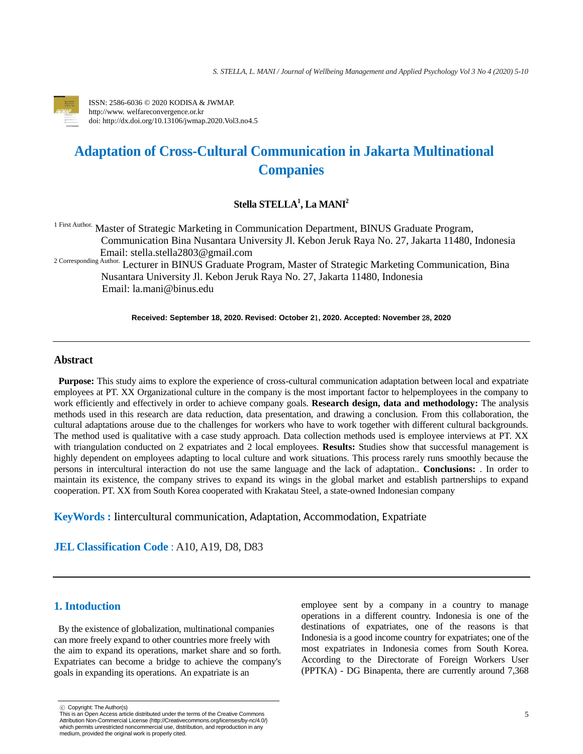ISSN: 2586-6036 © 2020 KODISA & JWMAP.
http://www. welfareconvergence.or.kr
doi: http://dx.doi.org/10.13106/jwmap.2020.Vol3.no4.5

# Adaptation of Cross-Cultural Communication in Jakarta Multinational Companies

**Stella STELLA[1], La MANI[2]**

[1 First Author.] Master of Strategic Marketing in Communication Department, BINUS Graduate Program, Communication Bina Nusantara University Jl. Kebon Jeruk Raya No. 27, Jakarta 11480, Indonesia Email: stella.stella2803@gmail.com

[2 Corresponding Author.] Lecturer in BINUS Graduate Program, Master of Strategic Marketing Communication, Bina Nusantara University Jl. Kebon Jeruk Raya No. 27, Jakarta 11480, Indonesia Email: la.mani@binus.edu

**Received: September 18, 2020. Revised: October 21, 2020. Accepted: November 28, 2020**

## Abstract

**Purpose:** This study aims to explore the experience of cross-cultural communication adaptation between local and expatriate employees at PT. XX Organizational culture in the company is the most important factor to helpemployees in the company to work efficiently and effectively in order to achieve company goals. **Research design, data and methodology:** The analysis methods used in this research are data reduction, data presentation, and drawing a conclusion. From this collaboration, the cultural adaptations arouse due to the challenges for workers who have to work together with different cultural backgrounds. The method used is qualitative with a case study approach. Data collection methods used is employee interviews at PT. XX with triangulation conducted on 2 expatriates and 2 local employees. **Results:** Studies show that successful management is highly dependent on employees adapting to local culture and work situations. This process rarely runs smoothly because the persons in intercultural interaction do not use the same language and the lack of adaptation.. **Conclusions:** . In order to maintain its existence, the company strives to expand its wings in the global market and establish partnerships to expand cooperation. PT. XX from South Korea cooperated with Krakatau Steel, a state-owned Indonesian company

**KeyWords :** Iintercultural communication, Adaptation, Accommodation, Expatriate

**JEL Classification Code** : A10, A19, D8, D83

## 1. Intoduction

By the existence of globalization, multinational companies can more freely expand to other countries more freely with the aim to expand its operations, market share and so forth. Expatriates can become a bridge to achieve the company's goals in expanding its operations. An expatriate is an employee sent by a company in a country to manage operations in a different country. Indonesia is one of the destinations of expatriates, one of the reasons is that Indonesia is a good income country for expatriates; one of the most expatriates in Indonesia comes from South Korea. According to the Directorate of Foreign Workers User (PPTKA) - DG Binapenta, there are currently around 7,368

ⓒ Copyright: The Author(s)
This is an Open Access article distributed under the terms of the Creative Commons Attribution Non-Commercial License (http://Creativecommons.org/licenses/by-nc/4.0/) which permits unrestricted noncommercial use, distribution, and reproduction in any medium, provided the original work is properly cited.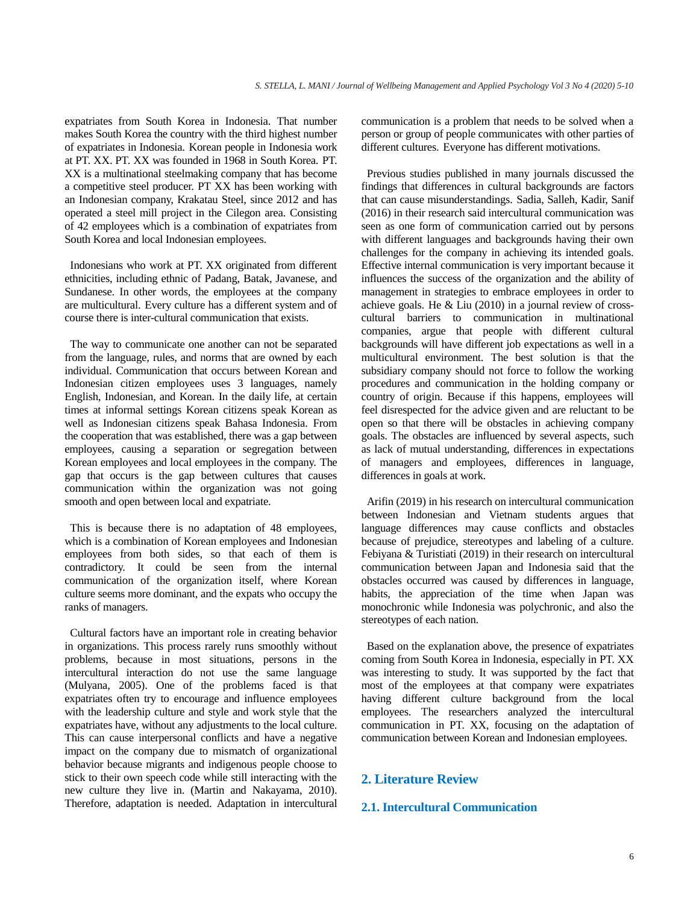expatriates from South Korea in Indonesia. That number makes South Korea the country with the third highest number of expatriates in Indonesia. Korean people in Indonesia work at PT. XX. PT. XX was founded in 1968 in South Korea. PT. XX is a multinational steelmaking company that has become a competitive steel producer. PT XX has been working with an Indonesian company, Krakatau Steel, since 2012 and has operated a steel mill project in the Cilegon area. Consisting of 42 employees which is a combination of expatriates from South Korea and local Indonesian employees.

Indonesians who work at PT. XX originated from different ethnicities, including ethnic of Padang, Batak, Javanese, and Sundanese. In other words, the employees at the company are multicultural. Every culture has a different system and of course there is inter-cultural communication that exists.

The way to communicate one another can not be separated from the language, rules, and norms that are owned by each individual. Communication that occurs between Korean and Indonesian citizen employees uses 3 languages, namely English, Indonesian, and Korean. In the daily life, at certain times at informal settings Korean citizens speak Korean as well as Indonesian citizens speak Bahasa Indonesia. From the cooperation that was established, there was a gap between employees, causing a separation or segregation between Korean employees and local employees in the company. The gap that occurs is the gap between cultures that causes communication within the organization was not going smooth and open between local and expatriate.

This is because there is no adaptation of 48 employees, which is a combination of Korean employees and Indonesian employees from both sides, so that each of them is contradictory. It could be seen from the internal communication of the organization itself, where Korean culture seems more dominant, and the expats who occupy the ranks of managers.

Cultural factors have an important role in creating behavior in organizations. This process rarely runs smoothly without problems, because in most situations, persons in the intercultural interaction do not use the same language (Mulyana, 2005). One of the problems faced is that expatriates often try to encourage and influence employees with the leadership culture and style and work style that the expatriates have, without any adjustments to the local culture. This can cause interpersonal conflicts and have a negative impact on the company due to mismatch of organizational behavior because migrants and indigenous people choose to stick to their own speech code while still interacting with the new culture they live in. (Martin and Nakayama, 2010). Therefore, adaptation is needed. Adaptation in intercultural communication is a problem that needs to be solved when a person or group of people communicates with other parties of different cultures. Everyone has different motivations.

Previous studies published in many journals discussed the findings that differences in cultural backgrounds are factors that can cause misunderstandings. Sadia, Salleh, Kadir, Sanif (2016) in their research said intercultural communication was seen as one form of communication carried out by persons with different languages and backgrounds having their own challenges for the company in achieving its intended goals. Effective internal communication is very important because it influences the success of the organization and the ability of management in strategies to embrace employees in order to achieve goals. He & Liu (2010) in a journal review of cross-cultural barriers to communication in multinational companies, argue that people with different cultural backgrounds will have different job expectations as well in a multicultural environment. The best solution is that the subsidiary company should not force to follow the working procedures and communication in the holding company or country of origin. Because if this happens, employees will feel disrespected for the advice given and are reluctant to be open so that there will be obstacles in achieving company goals. The obstacles are influenced by several aspects, such as lack of mutual understanding, differences in expectations of managers and employees, differences in language, differences in goals at work.

Arifin (2019) in his research on intercultural communication between Indonesian and Vietnam students argues that language differences may cause conflicts and obstacles because of prejudice, stereotypes and labeling of a culture. Febiyana & Turistiati (2019) in their research on intercultural communication between Japan and Indonesia said that the obstacles occurred was caused by differences in language, habits, the appreciation of the time when Japan was monochronic while Indonesia was polychronic, and also the stereotypes of each nation.

Based on the explanation above, the presence of expatriates coming from South Korea in Indonesia, especially in PT. XX was interesting to study. It was supported by the fact that most of the employees at that company were expatriates having different culture background from the local employees. The researchers analyzed the intercultural communication in PT. XX, focusing on the adaptation of communication between Korean and Indonesian employees.

## 2. Literature Review

### 2.1. Intercultural Communication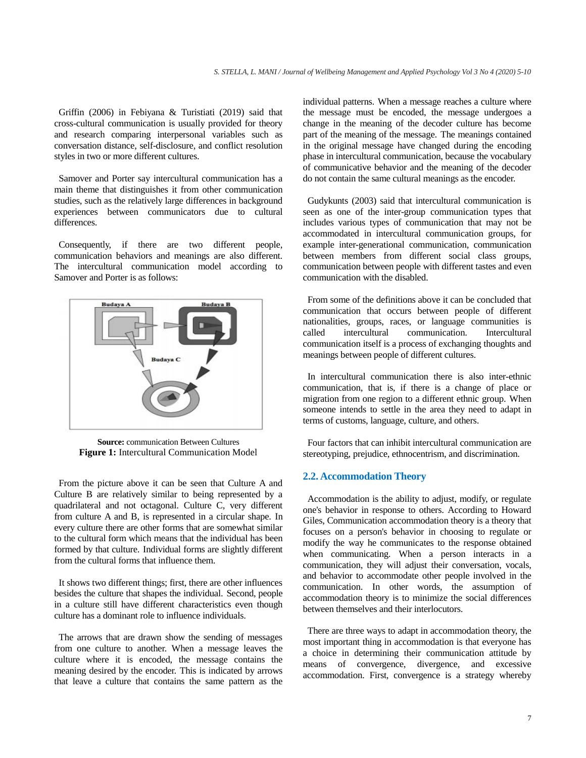Griffin (2006) in Febiyana & Turistiati (2019) said that cross-cultural communication is usually provided for theory and research comparing interpersonal variables such as conversation distance, self-disclosure, and conflict resolution styles in two or more different cultures.

Samover and Porter say intercultural communication has a main theme that distinguishes it from other communication studies, such as the relatively large differences in background experiences between communicators due to cultural differences.

Consequently, if there are two different people, communication behaviors and meanings are also different. The intercultural communication model according to Samover and Porter is as follows:

**Source:** communication Between Cultures
**Figure 1:** Intercultural Communication Model

From the picture above it can be seen that Culture A and Culture B are relatively similar to being represented by a quadrilateral and not octagonal. Culture C, very different from culture A and B, is represented in a circular shape. In every culture there are other forms that are somewhat similar to the cultural form which means that the individual has been formed by that culture. Individual forms are slightly different from the cultural forms that influence them.

It shows two different things; first, there are other influences besides the culture that shapes the individual. Second, people in a culture still have different characteristics even though culture has a dominant role to influence individuals.

The arrows that are drawn show the sending of messages from one culture to another. When a message leaves the culture where it is encoded, the message contains the meaning desired by the encoder. This is indicated by arrows that leave a culture that contains the same pattern as the individual patterns. When a message reaches a culture where the message must be encoded, the message undergoes a change in the meaning of the decoder culture has become part of the meaning of the message. The meanings contained in the original message have changed during the encoding phase in intercultural communication, because the vocabulary of communicative behavior and the meaning of the decoder do not contain the same cultural meanings as the encoder.

Gudykunts (2003) said that intercultural communication is seen as one of the inter-group communication types that includes various types of communication that may not be accommodated in intercultural communication groups, for example inter-generational communication, communication between members from different social class groups, communication between people with different tastes and even communication with the disabled.

From some of the definitions above it can be concluded that communication that occurs between people of different nationalities, groups, races, or language communities is called intercultural communication. Intercultural communication itself is a process of exchanging thoughts and meanings between people of different cultures.

In intercultural communication there is also inter-ethnic communication, that is, if there is a change of place or migration from one region to a different ethnic group. When someone intends to settle in the area they need to adapt in terms of customs, language, culture, and others.

Four factors that can inhibit intercultural communication are stereotyping, prejudice, ethnocentrism, and discrimination.

## 2.2. Accommodation Theory

Accommodation is the ability to adjust, modify, or regulate one's behavior in response to others. According to Howard Giles, Communication accommodation theory is a theory that focuses on a person's behavior in choosing to regulate or modify the way he communicates to the response obtained when communicating. When a person interacts in a communication, they will adjust their conversation, vocals, and behavior to accommodate other people involved in the communication. In other words, the assumption of accommodation theory is to minimize the social differences between themselves and their interlocutors.

There are three ways to adapt in accommodation theory, the most important thing in accommodation is that everyone has a choice in determining their communication attitude by means of convergence, divergence, and excessive accommodation. First, convergence is a strategy whereby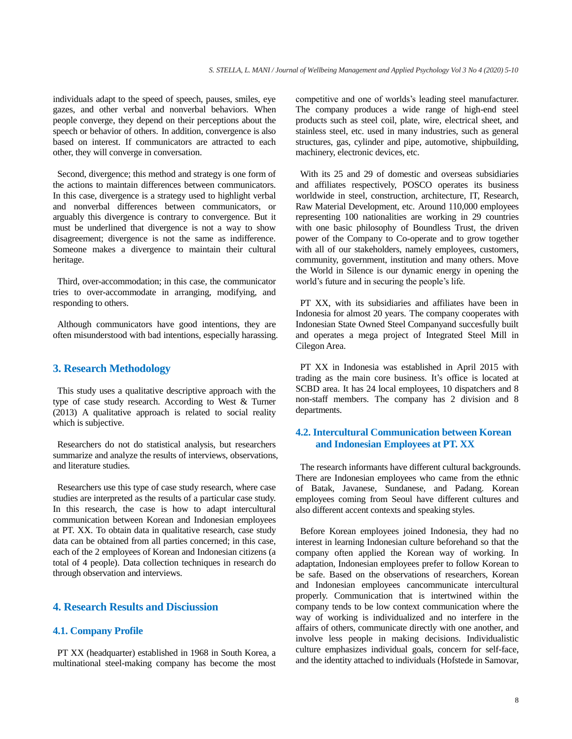individuals adapt to the speed of speech, pauses, smiles, eye gazes, and other verbal and nonverbal behaviors. When people converge, they depend on their perceptions about the speech or behavior of others. In addition, convergence is also based on interest. If communicators are attracted to each other, they will converge in conversation.

Second, divergence; this method and strategy is one form of the actions to maintain differences between communicators. In this case, divergence is a strategy used to highlight verbal and nonverbal differences between communicators, or arguably this divergence is contrary to convergence. But it must be underlined that divergence is not a way to show disagreement; divergence is not the same as indifference. Someone makes a divergence to maintain their cultural heritage.

Third, over-accommodation; in this case, the communicator tries to over-accommodate in arranging, modifying, and responding to others.

Although communicators have good intentions, they are often misunderstood with bad intentions, especially harassing.

## 3. Research Methodology

This study uses a qualitative descriptive approach with the type of case study research. According to West & Turner (2013) A qualitative approach is related to social reality which is subjective.

Researchers do not do statistical analysis, but researchers summarize and analyze the results of interviews, observations, and literature studies.

Researchers use this type of case study research, where case studies are interpreted as the results of a particular case study. In this research, the case is how to adapt intercultural communication between Korean and Indonesian employees at PT. XX. To obtain data in qualitative research, case study data can be obtained from all parties concerned; in this case, each of the 2 employees of Korean and Indonesian citizens (a total of 4 people). Data collection techniques in research do through observation and interviews.

## 4. Research Results and Disciussion

### 4.1. Company Profile

PT XX (headquarter) established in 1968 in South Korea, a multinational steel-making company has become the most competitive and one of worlds's leading steel manufacturer. The company produces a wide range of high-end steel products such as steel coil, plate, wire, electrical sheet, and stainless steel, etc. used in many industries, such as general structures, gas, cylinder and pipe, automotive, shipbuilding, machinery, electronic devices, etc.

With its 25 and 29 of domestic and overseas subsidiaries and affiliates respectively, POSCO operates its business worldwide in steel, construction, architecture, IT, Research, Raw Material Development, etc. Around 110,000 employees representing 100 nationalities are working in 29 countries with one basic philosophy of Boundless Trust, the driven power of the Company to Co-operate and to grow together with all of our stakeholders, namely employees, customers, community, government, institution and many others. Move the World in Silence is our dynamic energy in opening the world's future and in securing the people's life.

PT XX, with its subsidiaries and affiliates have been in Indonesia for almost 20 years. The company cooperates with Indonesian State Owned Steel Companyand succesfully built and operates a mega project of Integrated Steel Mill in Cilegon Area.

PT XX in Indonesia was established in April 2015 with trading as the main core business. It's office is located at SCBD area. It has 24 local employees, 10 dispatchers and 8 non-staff members. The company has 2 division and 8 departments.

### 4.2. Intercultural Communication between Korean and Indonesian Employees at PT. XX

The research informants have different cultural backgrounds. There are Indonesian employees who came from the ethnic of Batak, Javanese, Sundanese, and Padang. Korean employees coming from Seoul have different cultures and also different accent contexts and speaking styles.

Before Korean employees joined Indonesia, they had no interest in learning Indonesian culture beforehand so that the company often applied the Korean way of working. In adaptation, Indonesian employees prefer to follow Korean to be safe. Based on the observations of researchers, Korean and Indonesian employees cancommunicate intercultural properly. Communication that is intertwined within the company tends to be low context communication where the way of working is individualized and no interfere in the affairs of others, communicate directly with one another, and involve less people in making decisions. Individualistic culture emphasizes individual goals, concern for self-face, and the identity attached to individuals (Hofstede in Samovar,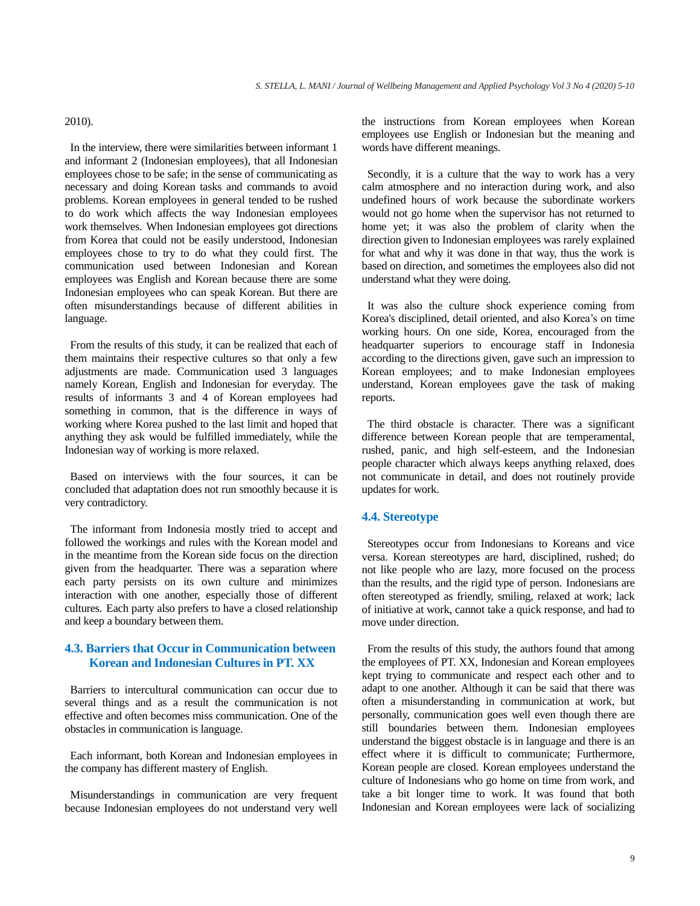2010).

In the interview, there were similarities between informant 1 and informant 2 (Indonesian employees), that all Indonesian employees chose to be safe; in the sense of communicating as necessary and doing Korean tasks and commands to avoid problems. Korean employees in general tended to be rushed to do work which affects the way Indonesian employees work themselves. When Indonesian employees got directions from Korea that could not be easily understood, Indonesian employees chose to try to do what they could first. The communication used between Indonesian and Korean employees was English and Korean because there are some Indonesian employees who can speak Korean. But there are often misunderstandings because of different abilities in language.

From the results of this study, it can be realized that each of them maintains their respective cultures so that only a few adjustments are made. Communication used 3 languages namely Korean, English and Indonesian for everyday. The results of informants 3 and 4 of Korean employees had something in common, that is the difference in ways of working where Korea pushed to the last limit and hoped that anything they ask would be fulfilled immediately, while the Indonesian way of working is more relaxed.

Based on interviews with the four sources, it can be concluded that adaptation does not run smoothly because it is very contradictory.

The informant from Indonesia mostly tried to accept and followed the workings and rules with the Korean model and in the meantime from the Korean side focus on the direction given from the headquarter. There was a separation where each party persists on its own culture and minimizes interaction with one another, especially those of different cultures. Each party also prefers to have a closed relationship and keep a boundary between them.

## 4.3. Barriers that Occur in Communication between Korean and Indonesian Cultures in PT. XX

Barriers to intercultural communication can occur due to several things and as a result the communication is not effective and often becomes miss communication. One of the obstacles in communication is language.

Each informant, both Korean and Indonesian employees in the company has different mastery of English.

Misunderstandings in communication are very frequent because Indonesian employees do not understand very well the instructions from Korean employees when Korean employees use English or Indonesian but the meaning and words have different meanings.

Secondly, it is a culture that the way to work has a very calm atmosphere and no interaction during work, and also undefined hours of work because the subordinate workers would not go home when the supervisor has not returned to home yet; it was also the problem of clarity when the direction given to Indonesian employees was rarely explained for what and why it was done in that way, thus the work is based on direction, and sometimes the employees also did not understand what they were doing.

It was also the culture shock experience coming from Korea's disciplined, detail oriented, and also Korea's on time working hours. On one side, Korea, encouraged from the headquarter superiors to encourage staff in Indonesia according to the directions given, gave such an impression to Korean employees; and to make Indonesian employees understand, Korean employees gave the task of making reports.

The third obstacle is character. There was a significant difference between Korean people that are temperamental, rushed, panic, and high self-esteem, and the Indonesian people character which always keeps anything relaxed, does not communicate in detail, and does not routinely provide updates for work.

## 4.4. Stereotype

Stereotypes occur from Indonesians to Koreans and vice versa. Korean stereotypes are hard, disciplined, rushed; do not like people who are lazy, more focused on the process than the results, and the rigid type of person. Indonesians are often stereotyped as friendly, smiling, relaxed at work; lack of initiative at work, cannot take a quick response, and had to move under direction.

From the results of this study, the authors found that among the employees of PT. XX, Indonesian and Korean employees kept trying to communicate and respect each other and to adapt to one another. Although it can be said that there was often a misunderstanding in communication at work, but personally, communication goes well even though there are still boundaries between them. Indonesian employees understand the biggest obstacle is in language and there is an effect where it is difficult to communicate; Furthermore, Korean people are closed. Korean employees understand the culture of Indonesians who go home on time from work, and take a bit longer time to work. It was found that both Indonesian and Korean employees were lack of socializing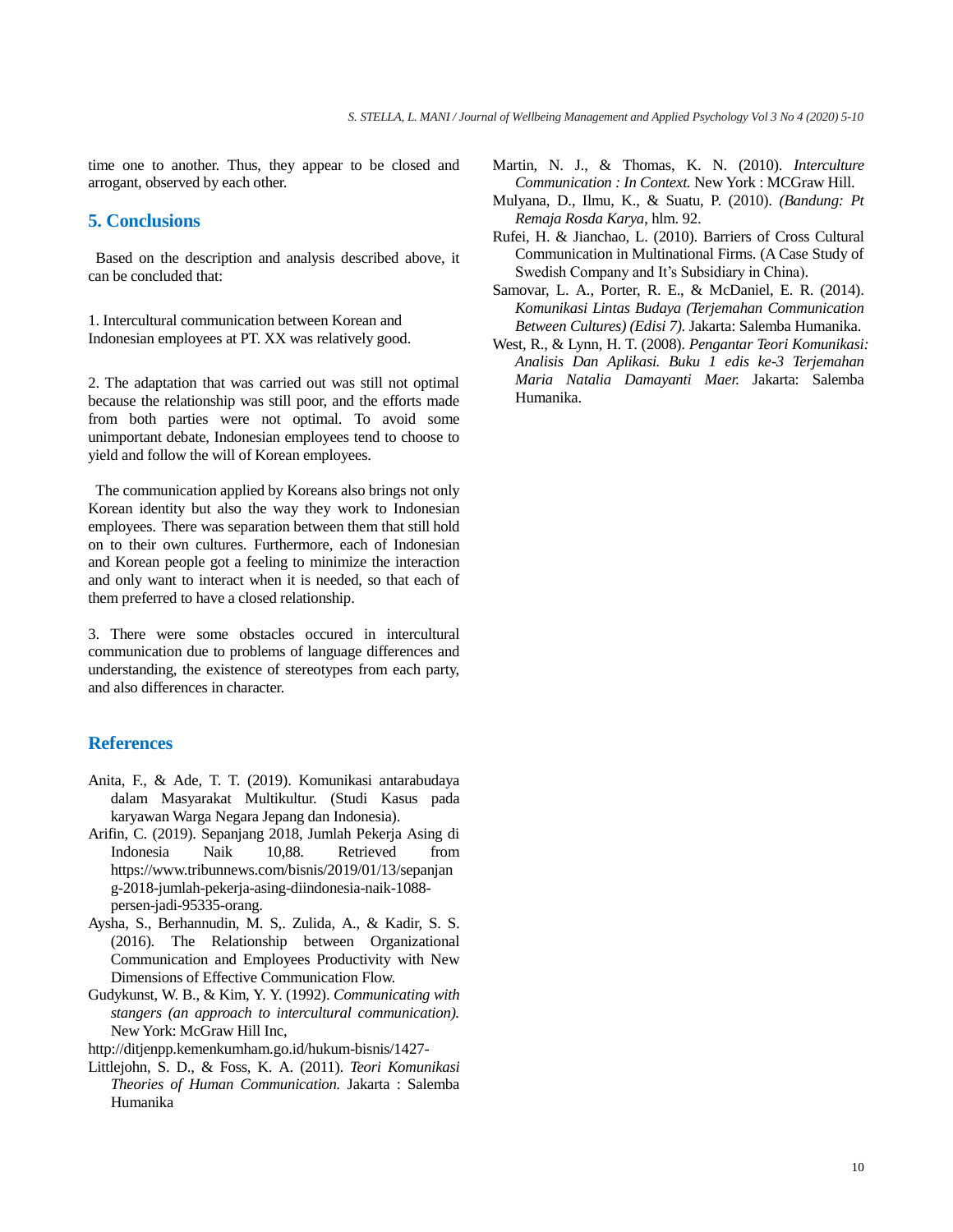time one to another. Thus, they appear to be closed and arrogant, observed by each other.

## 5. Conclusions

Based on the description and analysis described above, it can be concluded that:

1. Intercultural communication between Korean and Indonesian employees at PT. XX was relatively good.

2. The adaptation that was carried out was still not optimal because the relationship was still poor, and the efforts made from both parties were not optimal. To avoid some unimportant debate, Indonesian employees tend to choose to yield and follow the will of Korean employees.

The communication applied by Koreans also brings not only Korean identity but also the way they work to Indonesian employees. There was separation between them that still hold on to their own cultures. Furthermore, each of Indonesian and Korean people got a feeling to minimize the interaction and only want to interact when it is needed, so that each of them preferred to have a closed relationship.

3. There were some obstacles occured in intercultural communication due to problems of language differences and understanding, the existence of stereotypes from each party, and also differences in character.

## References

Anita, F., & Ade, T. T. (2019). Komunikasi antarabudaya dalam Masyarakat Multikultur. (Studi Kasus pada karyawan Warga Negara Jepang dan Indonesia).

Arifin, C. (2019). Sepanjang 2018, Jumlah Pekerja Asing di Indonesia Naik 10,88. Retrieved from https://www.tribunnews.com/bisnis/2019/01/13/sepanjang-2018-jumlah-pekerja-asing-diindonesia-naik-1088-persen-jadi-95335-orang.

Aysha, S., Berhannudin, M. S,. Zulida, A., & Kadir, S. S. (2016). The Relationship between Organizational Communication and Employees Productivity with New Dimensions of Effective Communication Flow.

Gudykunst, W. B., & Kim, Y. Y. (1992). *Communicating with stangers (an approach to intercultural communication).* New York: McGraw Hill Inc,

http://ditjenpp.kemenkumham.go.id/hukum-bisnis/1427-

Littlejohn, S. D., & Foss, K. A. (2011). *Teori Komunikasi Theories of Human Communication.* Jakarta : Salemba Humanika

Martin, N. J., & Thomas, K. N. (2010). *Interculture Communication : In Context.* New York : MCGraw Hill.

Mulyana, D., Ilmu, K., & Suatu, P. (2010). *(Bandung: Pt Remaja Rosda Karya*, hlm. 92.

Rufei, H. & Jianchao, L. (2010). Barriers of Cross Cultural Communication in Multinational Firms. (A Case Study of Swedish Company and It's Subsidiary in China).

Samovar, L. A., Porter, R. E., & McDaniel, E. R. (2014). *Komunikasi Lintas Budaya (Terjemahan Communication Between Cultures) (Edisi 7).* Jakarta: Salemba Humanika.

West, R., & Lynn, H. T. (2008). *Pengantar Teori Komunikasi: Analisis Dan Aplikasi. Buku 1 edis ke-3 Terjemahan Maria Natalia Damayanti Maer.* Jakarta: Salemba Humanika.